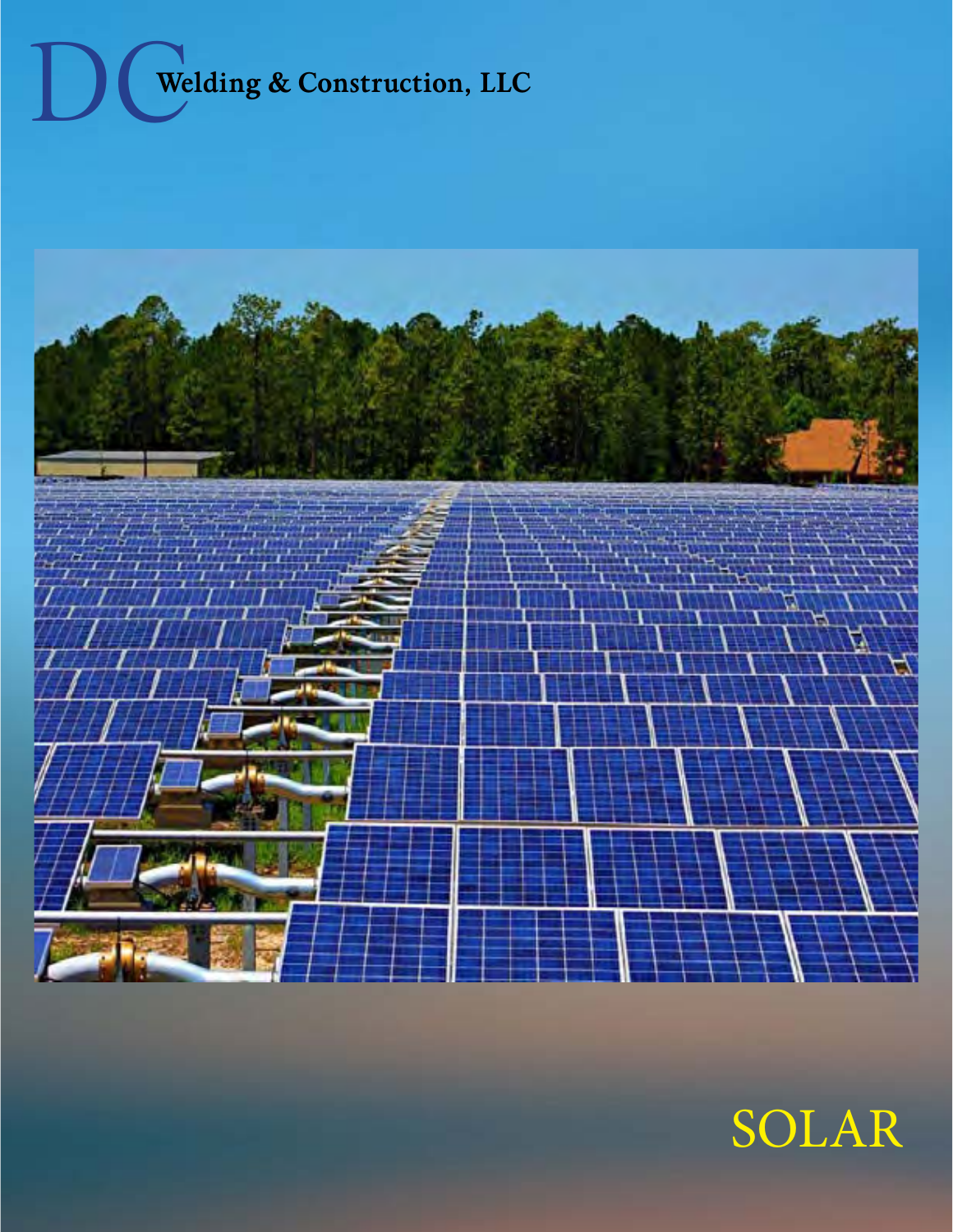# DC Welding & Construction, LLC

## SOLAR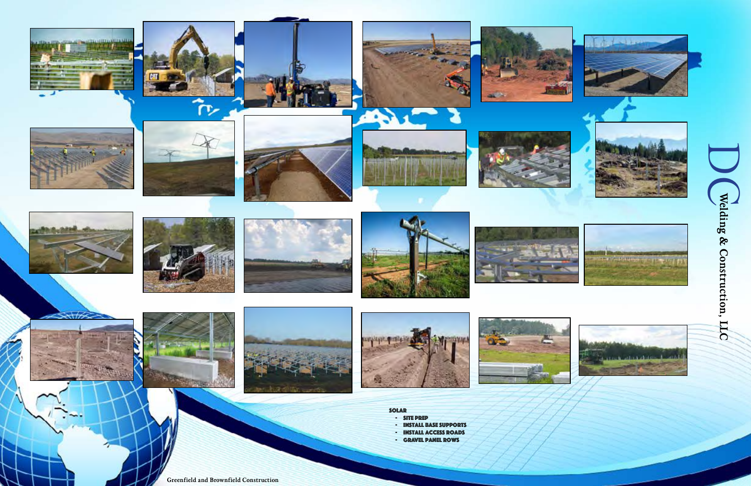DC Welding & Construction, LLC

**SOLAR**

- **SITE PREP**
- **INSTALL BASE SUPPORTS**
- **INSTALL ACCESS ROADS**
- **GRAVEL PANEL ROWS**

Greenfield and Brownfield Construction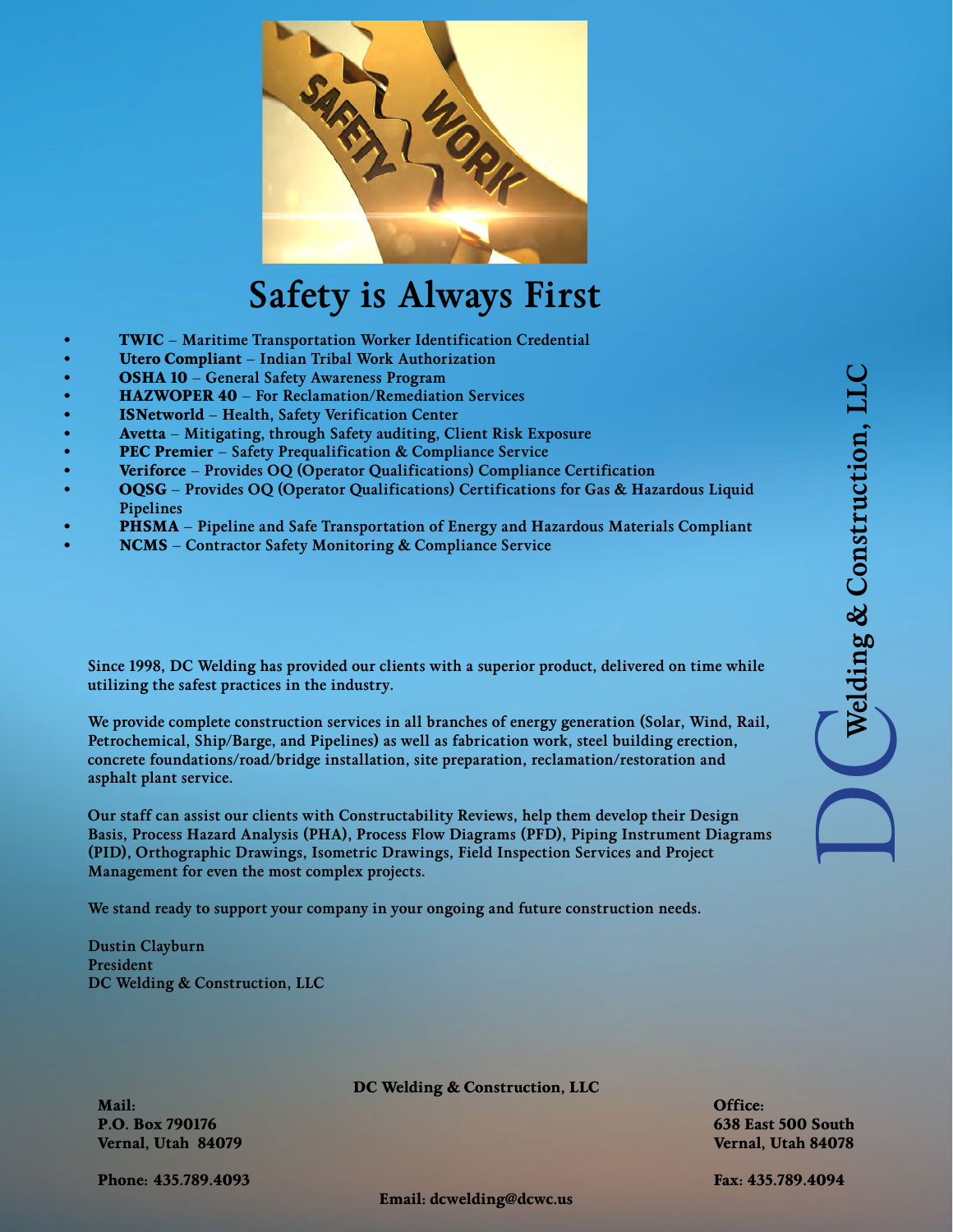# Safety is Always First

- **TWIC** – Maritime Transportation Worker Identification Credential
- **Utero Compliant** – Indian Tribal Work Authorization
- **OSHA 10** – General Safety Awareness Program
- **HAZWOPER 40** – For Reclamation/Remediation Services
- **ISNetworld** – Health, Safety Verification Center
- **Avetta** – Mitigating, through Safety auditing, Client Risk Exposure
- **PEC Premier** – Safety Prequalification & Compliance Service
- **Veriforce** – Provides OQ (Operator Qualifications) Compliance Certification
- **OQSG** – Provides OQ (Operator Qualifications) Certifications for Gas & Hazardous Liquid Pipelines
- **PHSMA** – Pipeline and Safe Transportation of Energy and Hazardous Materials Compliant
- **NCMS** – Contractor Safety Monitoring & Compliance Service

Since 1998, DC Welding has provided our clients with a superior product, delivered on time while utilizing the safest practices in the industry.

We provide complete construction services in all branches of energy generation (Solar, Wind, Rail, Petrochemical, Ship/Barge, and Pipelines) as well as fabrication work, steel building erection, concrete foundations/road/bridge installation, site preparation, reclamation/restoration and asphalt plant service.

Our staff can assist our clients with Constructability Reviews, help them develop their Design Basis, Process Hazard Analysis (PHA), Process Flow Diagrams (PFD), Piping Instrument Diagrams (PID), Orthographic Drawings, Isometric Drawings, Field Inspection Services and Project Management for even the most complex projects.

We stand ready to support your company in your ongoing and future construction needs.

Dustin Clayburn
President
DC Welding & Construction, LLC

DC Welding & Construction, LLC

**DC Welding & Construction, LLC**

**Mail:**
P.O. Box 790176
Vernal, Utah 84079

**Office:**
638 East 500 South
Vernal, Utah 84078

Phone: 435.789.4093

Fax: 435.789.4094

Email: dcwelding@dcwc.us